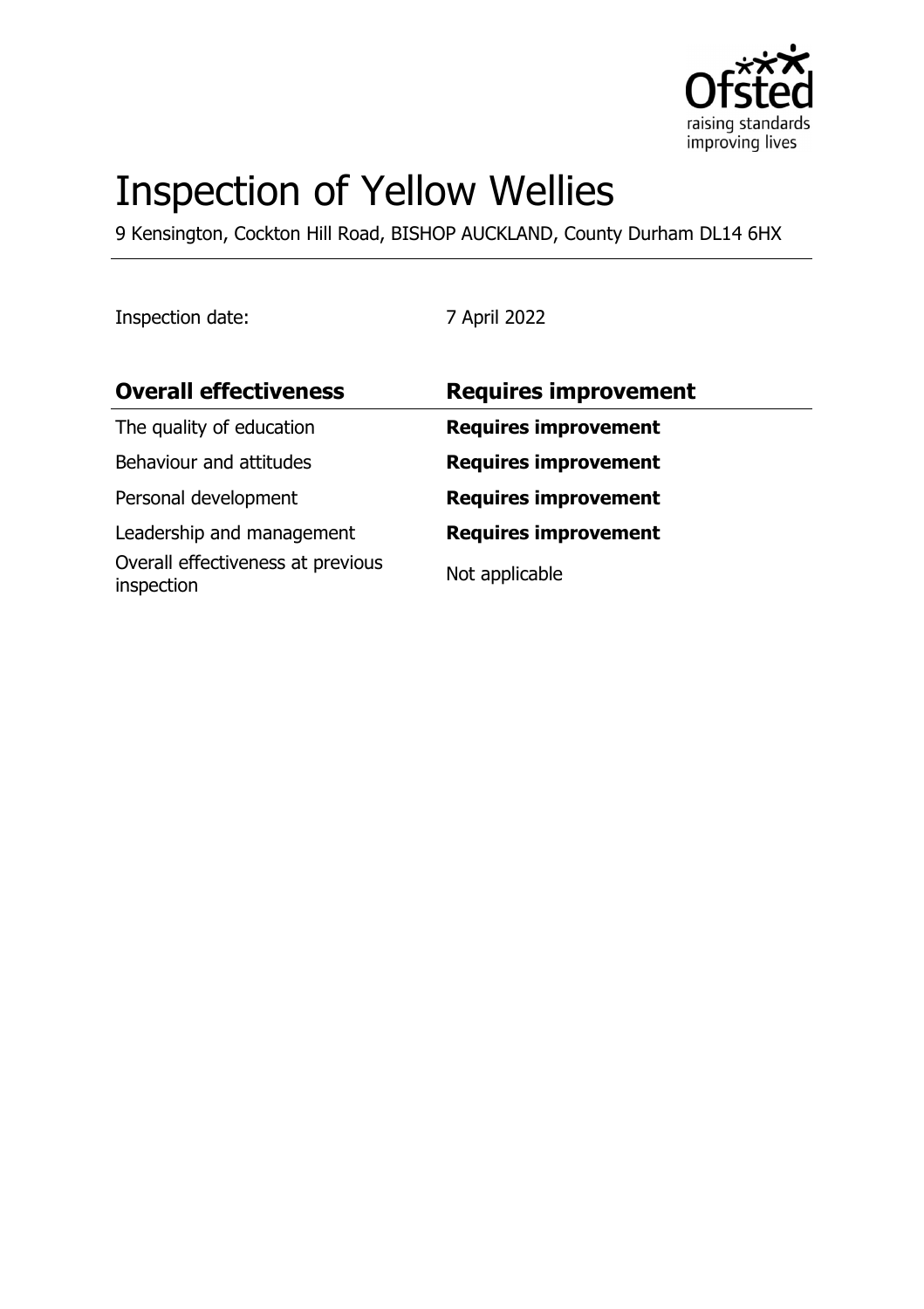# Inspection of Yellow Wellies

9 Kensington, Cockton Hill Road, BISHOP AUCKLAND, County Durham DL14 6HX

Inspection date: 7 April 2022

| **Overall effectiveness** | **Requires improvement** |
| --- | --- |
| The quality of education | **Requires improvement** |
| Behaviour and attitudes | **Requires improvement** |
| Personal development | **Requires improvement** |
| Leadership and management | **Requires improvement** |
| Overall effectiveness at previous inspection | Not applicable |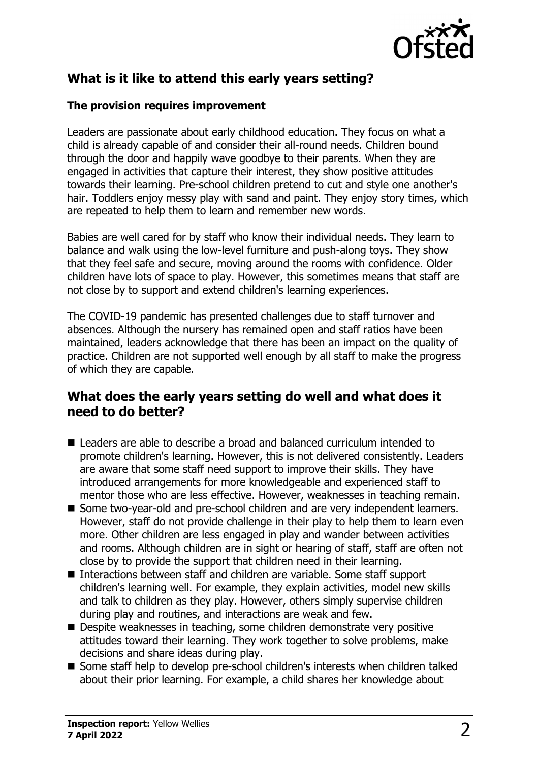## What is it like to attend this early years setting?

### The provision requires improvement

Leaders are passionate about early childhood education. They focus on what a child is already capable of and consider their all-round needs. Children bound through the door and happily wave goodbye to their parents. When they are engaged in activities that capture their interest, they show positive attitudes towards their learning. Pre-school children pretend to cut and style one another's hair. Toddlers enjoy messy play with sand and paint. They enjoy story times, which are repeated to help them to learn and remember new words.

Babies are well cared for by staff who know their individual needs. They learn to balance and walk using the low-level furniture and push-along toys. They show that they feel safe and secure, moving around the rooms with confidence. Older children have lots of space to play. However, this sometimes means that staff are not close by to support and extend children's learning experiences.

The COVID-19 pandemic has presented challenges due to staff turnover and absences. Although the nursery has remained open and staff ratios have been maintained, leaders acknowledge that there has been an impact on the quality of practice. Children are not supported well enough by all staff to make the progress of which they are capable.

## What does the early years setting do well and what does it need to do better?

- Leaders are able to describe a broad and balanced curriculum intended to promote children's learning. However, this is not delivered consistently. Leaders are aware that some staff need support to improve their skills. They have introduced arrangements for more knowledgeable and experienced staff to mentor those who are less effective. However, weaknesses in teaching remain.
- Some two-year-old and pre-school children and are very independent learners. However, staff do not provide challenge in their play to help them to learn even more. Other children are less engaged in play and wander between activities and rooms. Although children are in sight or hearing of staff, staff are often not close by to provide the support that children need in their learning.
- Interactions between staff and children are variable. Some staff support children's learning well. For example, they explain activities, model new skills and talk to children as they play. However, others simply supervise children during play and routines, and interactions are weak and few.
- Despite weaknesses in teaching, some children demonstrate very positive attitudes toward their learning. They work together to solve problems, make decisions and share ideas during play.
- Some staff help to develop pre-school children's interests when children talked about their prior learning. For example, a child shares her knowledge about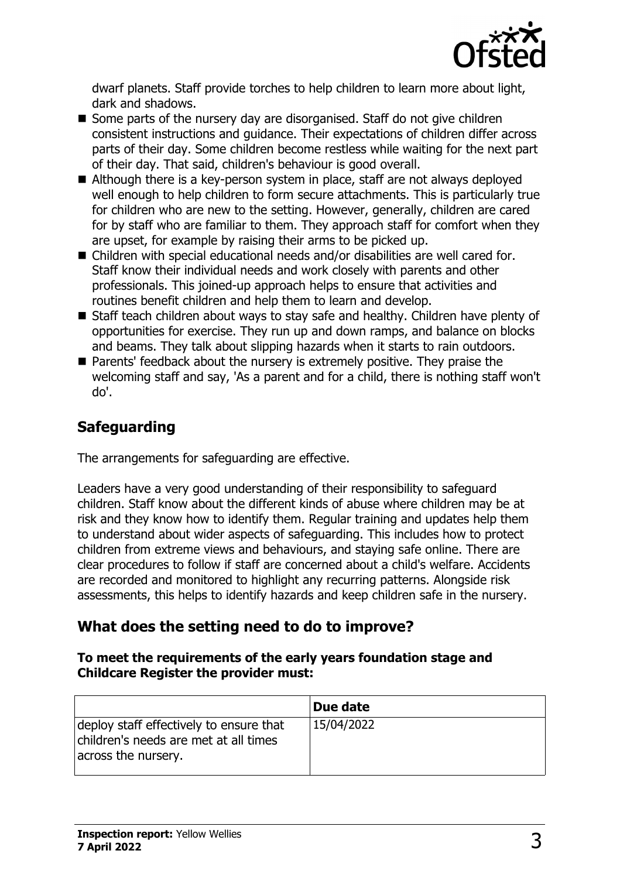dwarf planets. Staff provide torches to help children to learn more about light, dark and shadows.

- Some parts of the nursery day are disorganised. Staff do not give children consistent instructions and guidance. Their expectations of children differ across parts of their day. Some children become restless while waiting for the next part of their day. That said, children's behaviour is good overall.
- Although there is a key-person system in place, staff are not always deployed well enough to help children to form secure attachments. This is particularly true for children who are new to the setting. However, generally, children are cared for by staff who are familiar to them. They approach staff for comfort when they are upset, for example by raising their arms to be picked up.
- Children with special educational needs and/or disabilities are well cared for. Staff know their individual needs and work closely with parents and other professionals. This joined-up approach helps to ensure that activities and routines benefit children and help them to learn and develop.
- Staff teach children about ways to stay safe and healthy. Children have plenty of opportunities for exercise. They run up and down ramps, and balance on blocks and beams. They talk about slipping hazards when it starts to rain outdoors.
- Parents' feedback about the nursery is extremely positive. They praise the welcoming staff and say, 'As a parent and for a child, there is nothing staff won't do'.

## Safeguarding

The arrangements for safeguarding are effective.

Leaders have a very good understanding of their responsibility to safeguard children. Staff know about the different kinds of abuse where children may be at risk and they know how to identify them. Regular training and updates help them to understand about wider aspects of safeguarding. This includes how to protect children from extreme views and behaviours, and staying safe online. There are clear procedures to follow if staff are concerned about a child's welfare. Accidents are recorded and monitored to highlight any recurring patterns. Alongside risk assessments, this helps to identify hazards and keep children safe in the nursery.

## What does the setting need to do to improve?

**To meet the requirements of the early years foundation stage and Childcare Register the provider must:**

| | Due date |
|---|---|
| deploy staff effectively to ensure that children's needs are met at all times across the nursery. | 15/04/2022 |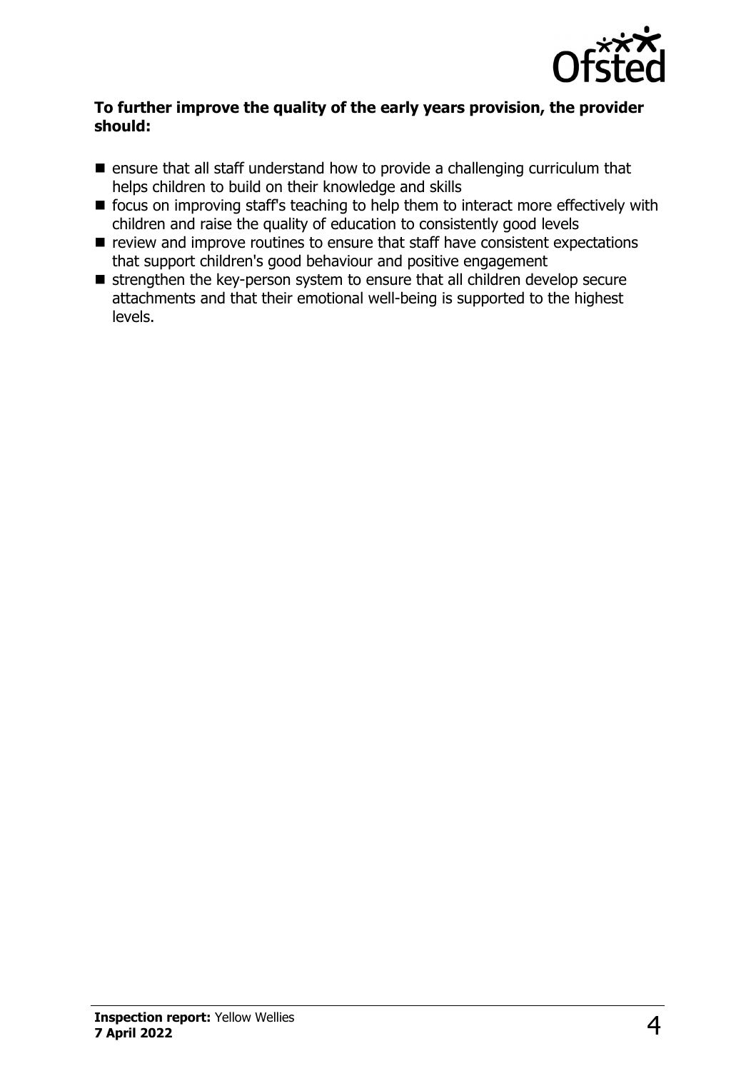**To further improve the quality of the early years provision, the provider should:**

- ensure that all staff understand how to provide a challenging curriculum that helps children to build on their knowledge and skills
- focus on improving staff's teaching to help them to interact more effectively with children and raise the quality of education to consistently good levels
- review and improve routines to ensure that staff have consistent expectations that support children's good behaviour and positive engagement
- strengthen the key-person system to ensure that all children develop secure attachments and that their emotional well-being is supported to the highest levels.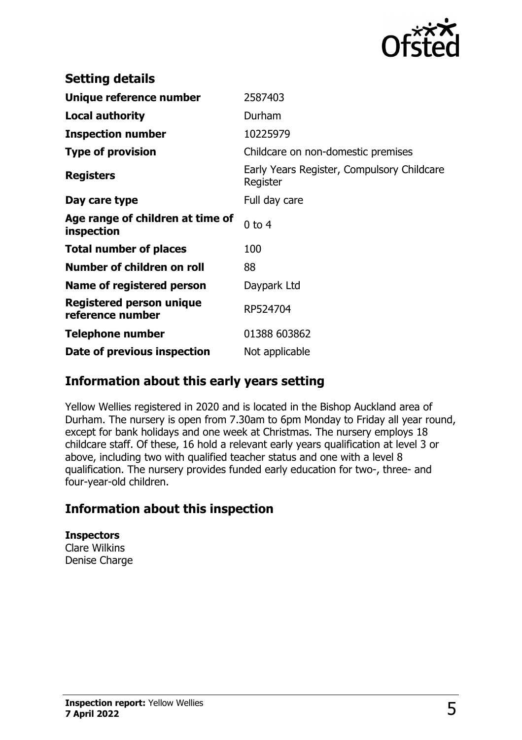## Setting details

| | |
|---|---|
| **Unique reference number** | 2587403 |
| **Local authority** | Durham |
| **Inspection number** | 10225979 |
| **Type of provision** | Childcare on non-domestic premises |
| **Registers** | Early Years Register, Compulsory Childcare Register |
| **Day care type** | Full day care |
| **Age range of children at time of inspection** | 0 to 4 |
| **Total number of places** | 100 |
| **Number of children on roll** | 88 |
| **Name of registered person** | Daypark Ltd |
| **Registered person unique reference number** | RP524704 |
| **Telephone number** | 01388 603862 |
| **Date of previous inspection** | Not applicable |

## Information about this early years setting

Yellow Wellies registered in 2020 and is located in the Bishop Auckland area of Durham. The nursery is open from 7.30am to 6pm Monday to Friday all year round, except for bank holidays and one week at Christmas. The nursery employs 18 childcare staff. Of these, 16 hold a relevant early years qualification at level 3 or above, including two with qualified teacher status and one with a level 8 qualification. The nursery provides funded early education for two-, three- and four-year-old children.

## Information about this inspection

**Inspectors**
Clare Wilkins
Denise Charge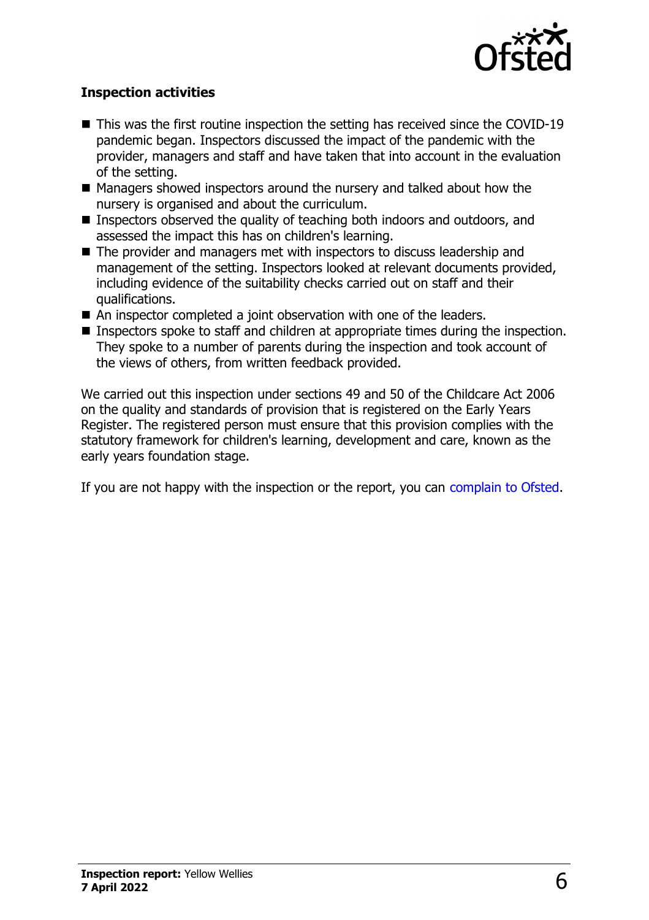### Inspection activities

- This was the first routine inspection the setting has received since the COVID-19 pandemic began. Inspectors discussed the impact of the pandemic with the provider, managers and staff and have taken that into account in the evaluation of the setting.
- Managers showed inspectors around the nursery and talked about how the nursery is organised and about the curriculum.
- Inspectors observed the quality of teaching both indoors and outdoors, and assessed the impact this has on children's learning.
- The provider and managers met with inspectors to discuss leadership and management of the setting. Inspectors looked at relevant documents provided, including evidence of the suitability checks carried out on staff and their qualifications.
- An inspector completed a joint observation with one of the leaders.
- Inspectors spoke to staff and children at appropriate times during the inspection. They spoke to a number of parents during the inspection and took account of the views of others, from written feedback provided.

We carried out this inspection under sections 49 and 50 of the Childcare Act 2006 on the quality and standards of provision that is registered on the Early Years Register. The registered person must ensure that this provision complies with the statutory framework for children's learning, development and care, known as the early years foundation stage.

If you are not happy with the inspection or the report, you can complain to Ofsted.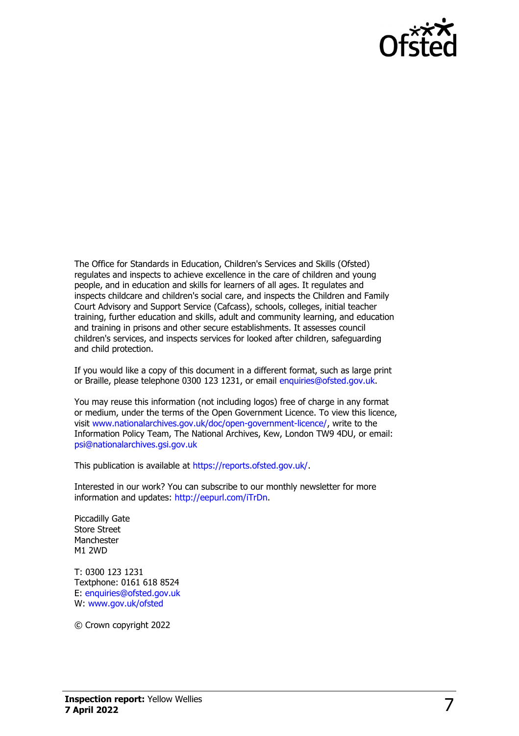The Office for Standards in Education, Children's Services and Skills (Ofsted) regulates and inspects to achieve excellence in the care of children and young people, and in education and skills for learners of all ages. It regulates and inspects childcare and children's social care, and inspects the Children and Family Court Advisory and Support Service (Cafcass), schools, colleges, initial teacher training, further education and skills, adult and community learning, and education and training in prisons and other secure establishments. It assesses council children's services, and inspects services for looked after children, safeguarding and child protection.

If you would like a copy of this document in a different format, such as large print or Braille, please telephone 0300 123 1231, or email enquiries@ofsted.gov.uk.

You may reuse this information (not including logos) free of charge in any format or medium, under the terms of the Open Government Licence. To view this licence, visit www.nationalarchives.gov.uk/doc/open-government-licence/, write to the Information Policy Team, The National Archives, Kew, London TW9 4DU, or email: psi@nationalarchives.gsi.gov.uk

This publication is available at https://reports.ofsted.gov.uk/.

Interested in our work? You can subscribe to our monthly newsletter for more information and updates: http://eepurl.com/iTrDn.

Piccadilly Gate  
Store Street  
Manchester  
M1 2WD

T: 0300 123 1231  
Textphone: 0161 618 8524  
E: enquiries@ofsted.gov.uk  
W: www.gov.uk/ofsted

© Crown copyright 2022